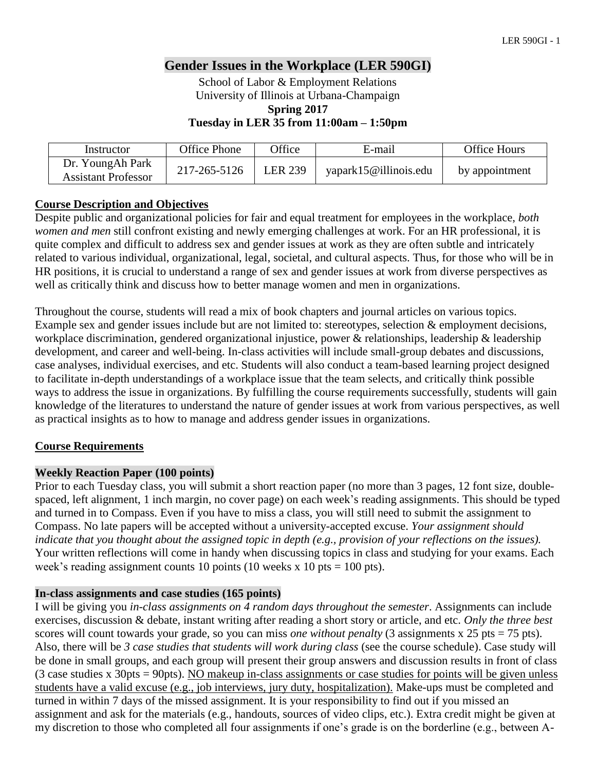# Gender Issues in the Workplace (LER 590GI)

School of Labor & Employment Relations
University of Illinois at Urbana-Champaign
**Spring 2017**
**Tuesday in LER 35 from 11:00am – 1:50pm**

| Instructor | Office Phone | Office | E-mail | Office Hours |
|---|---|---|---|---|
| Dr. YoungAh Park<br>Assistant Professor | 217-265-5126 | LER 239 | yapark15@illinois.edu | by appointment |

## Course Description and Objectives

Despite public and organizational policies for fair and equal treatment for employees in the workplace, *both women and men* still confront existing and newly emerging challenges at work. For an HR professional, it is quite complex and difficult to address sex and gender issues at work as they are often subtle and intricately related to various individual, organizational, legal, societal, and cultural aspects. Thus, for those who will be in HR positions, it is crucial to understand a range of sex and gender issues at work from diverse perspectives as well as critically think and discuss how to better manage women and men in organizations.

Throughout the course, students will read a mix of book chapters and journal articles on various topics. Example sex and gender issues include but are not limited to: stereotypes, selection & employment decisions, workplace discrimination, gendered organizational injustice, power & relationships, leadership & leadership development, and career and well-being. In-class activities will include small-group debates and discussions, case analyses, individual exercises, and etc. Students will also conduct a team-based learning project designed to facilitate in-depth understandings of a workplace issue that the team selects, and critically think possible ways to address the issue in organizations. By fulfilling the course requirements successfully, students will gain knowledge of the literatures to understand the nature of gender issues at work from various perspectives, as well as practical insights as to how to manage and address gender issues in organizations.

## Course Requirements

### Weekly Reaction Paper (100 points)

Prior to each Tuesday class, you will submit a short reaction paper (no more than 3 pages, 12 font size, double-spaced, left alignment, 1 inch margin, no cover page) on each week's reading assignments. This should be typed and turned in to Compass. Even if you have to miss a class, you will still need to submit the assignment to Compass. No late papers will be accepted without a university-accepted excuse. *Your assignment should indicate that you thought about the assigned topic in depth (e.g., provision of your reflections on the issues).* Your written reflections will come in handy when discussing topics in class and studying for your exams. Each week's reading assignment counts 10 points (10 weeks x 10 pts = 100 pts).

### In-class assignments and case studies (165 points)

I will be giving you *in-class assignments on 4 random days throughout the semester*. Assignments can include exercises, discussion & debate, instant writing after reading a short story or article, and etc. *Only the three best* scores will count towards your grade, so you can miss *one without penalty* (3 assignments x 25 pts = 75 pts). Also, there will be *3 case studies that students will work during class* (see the course schedule). Case study will be done in small groups, and each group will present their group answers and discussion results in front of class (3 case studies x 30pts = 90pts). <u>NO makeup in-class assignments or case studies for points will be given unless students have a valid excuse (e.g., job interviews, jury duty, hospitalization).</u> Make-ups must be completed and turned in within 7 days of the missed assignment. It is your responsibility to find out if you missed an assignment and ask for the materials (e.g., handouts, sources of video clips, etc.). Extra credit might be given at my discretion to those who completed all four assignments if one's grade is on the borderline (e.g., between A-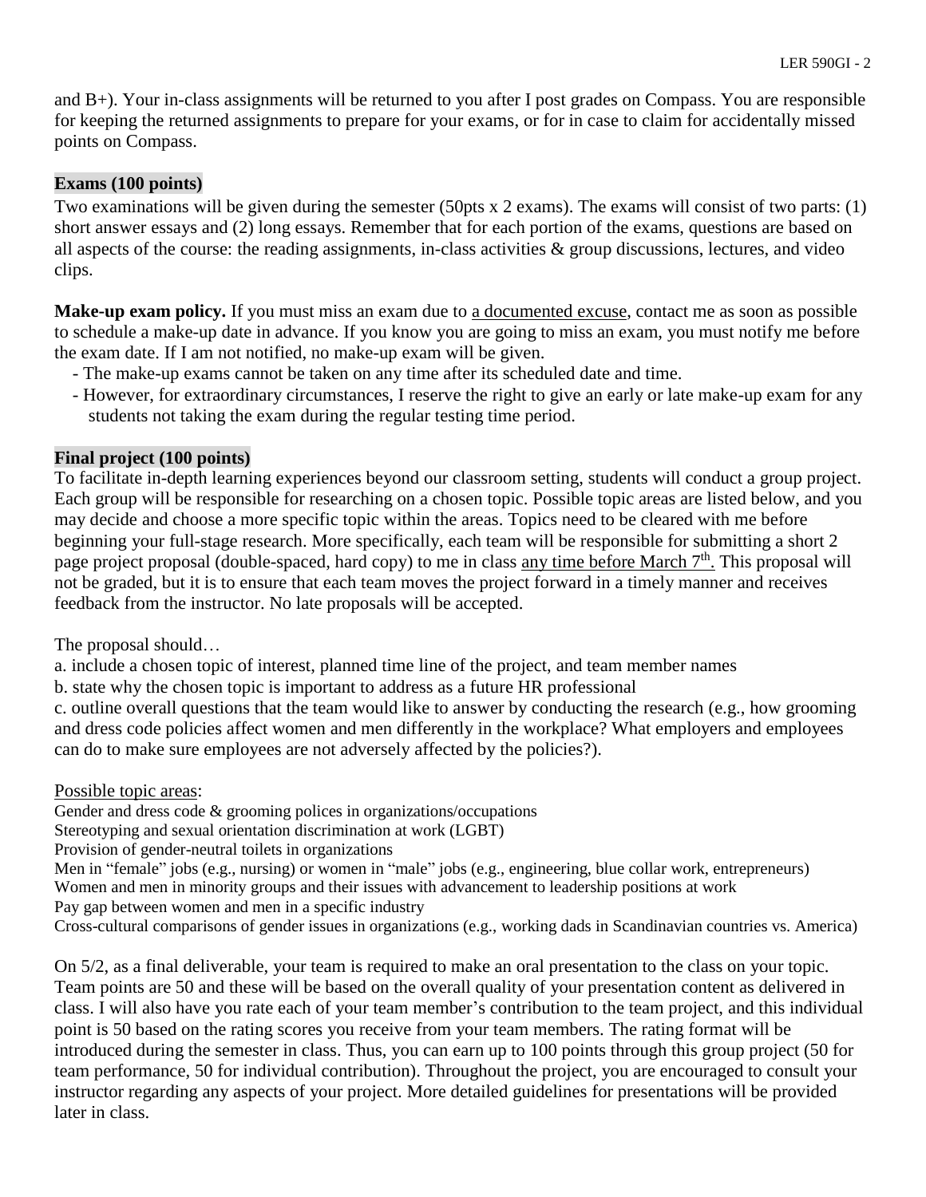and B+). Your in-class assignments will be returned to you after I post grades on Compass. You are responsible for keeping the returned assignments to prepare for your exams, or for in case to claim for accidentally missed points on Compass.

**Exams (100 points)**

Two examinations will be given during the semester (50pts x 2 exams). The exams will consist of two parts: (1) short answer essays and (2) long essays. Remember that for each portion of the exams, questions are based on all aspects of the course: the reading assignments, in-class activities & group discussions, lectures, and video clips.

**Make-up exam policy.** If you must miss an exam due to a documented excuse, contact me as soon as possible to schedule a make-up date in advance. If you know you are going to miss an exam, you must notify me before the exam date. If I am not notified, no make-up exam will be given.

- The make-up exams cannot be taken on any time after its scheduled date and time.
- However, for extraordinary circumstances, I reserve the right to give an early or late make-up exam for any students not taking the exam during the regular testing time period.

**Final project (100 points)**

To facilitate in-depth learning experiences beyond our classroom setting, students will conduct a group project. Each group will be responsible for researching on a chosen topic. Possible topic areas are listed below, and you may decide and choose a more specific topic within the areas. Topics need to be cleared with me before beginning your full-stage research. More specifically, each team will be responsible for submitting a short 2 page project proposal (double-spaced, hard copy) to me in class any time before March 7th. This proposal will not be graded, but it is to ensure that each team moves the project forward in a timely manner and receives feedback from the instructor. No late proposals will be accepted.

The proposal should…

a. include a chosen topic of interest, planned time line of the project, and team member names
b. state why the chosen topic is important to address as a future HR professional
c. outline overall questions that the team would like to answer by conducting the research (e.g., how grooming and dress code policies affect women and men differently in the workplace? What employers and employees can do to make sure employees are not adversely affected by the policies?).

Possible topic areas:

Gender and dress code & grooming polices in organizations/occupations
Stereotyping and sexual orientation discrimination at work (LGBT)
Provision of gender-neutral toilets in organizations
Men in "female" jobs (e.g., nursing) or women in "male" jobs (e.g., engineering, blue collar work, entrepreneurs)
Women and men in minority groups and their issues with advancement to leadership positions at work
Pay gap between women and men in a specific industry
Cross-cultural comparisons of gender issues in organizations (e.g., working dads in Scandinavian countries vs. America)

On 5/2, as a final deliverable, your team is required to make an oral presentation to the class on your topic. Team points are 50 and these will be based on the overall quality of your presentation content as delivered in class. I will also have you rate each of your team member's contribution to the team project, and this individual point is 50 based on the rating scores you receive from your team members. The rating format will be introduced during the semester in class. Thus, you can earn up to 100 points through this group project (50 for team performance, 50 for individual contribution). Throughout the project, you are encouraged to consult your instructor regarding any aspects of your project. More detailed guidelines for presentations will be provided later in class.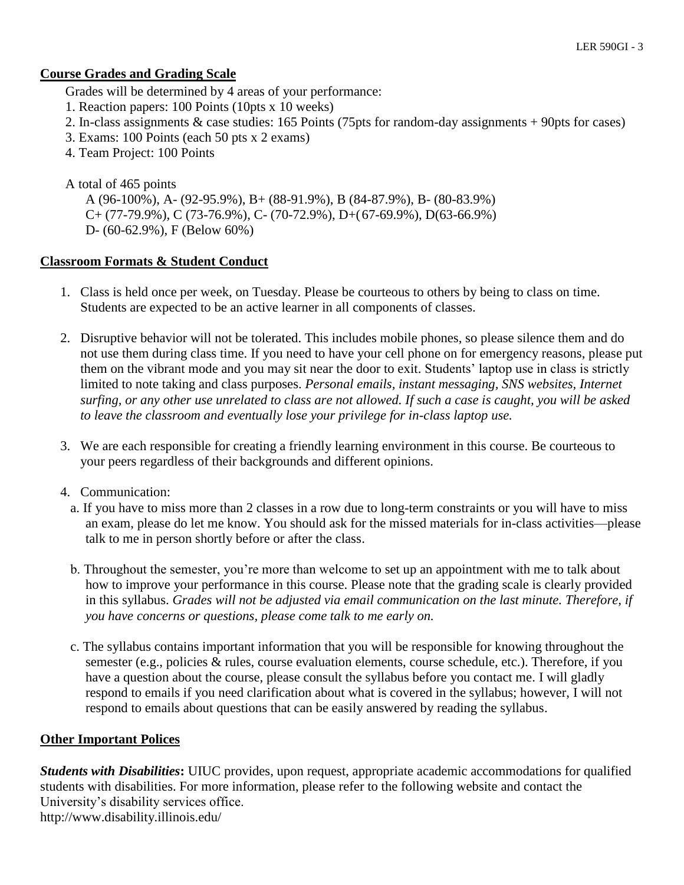## Course Grades and Grading Scale

Grades will be determined by 4 areas of your performance:

1. Reaction papers: 100 Points (10pts x 10 weeks)
2. In-class assignments & case studies: 165 Points (75pts for random-day assignments + 90pts for cases)
3. Exams: 100 Points (each 50 pts x 2 exams)
4. Team Project: 100 Points

A total of 465 points

A (96-100%), A- (92-95.9%), B+ (88-91.9%), B (84-87.9%), B- (80-83.9%)
C+ (77-79.9%), C (73-76.9%), C- (70-72.9%), D+( 67-69.9%), D(63-66.9%)
D- (60-62.9%), F (Below 60%)

## Classroom Formats & Student Conduct

1. Class is held once per week, on Tuesday. Please be courteous to others by being to class on time. Students are expected to be an active learner in all components of classes.

2. Disruptive behavior will not be tolerated. This includes mobile phones, so please silence them and do not use them during class time. If you need to have your cell phone on for emergency reasons, please put them on the vibrant mode and you may sit near the door to exit. Students' laptop use in class is strictly limited to note taking and class purposes. *Personal emails, instant messaging, SNS websites, Internet surfing, or any other use unrelated to class are not allowed. If such a case is caught, you will be asked to leave the classroom and eventually lose your privilege for in-class laptop use.*

3. We are each responsible for creating a friendly learning environment in this course. Be courteous to your peers regardless of their backgrounds and different opinions.

4. Communication:
   a. If you have to miss more than 2 classes in a row due to long-term constraints or you will have to miss an exam, please do let me know. You should ask for the missed materials for in-class activities—please talk to me in person shortly before or after the class.

   b. Throughout the semester, you're more than welcome to set up an appointment with me to talk about how to improve your performance in this course. Please note that the grading scale is clearly provided in this syllabus. *Grades will not be adjusted via email communication on the last minute. Therefore, if you have concerns or questions, please come talk to me early on.*

   c. The syllabus contains important information that you will be responsible for knowing throughout the semester (e.g., policies & rules, course evaluation elements, course schedule, etc.). Therefore, if you have a question about the course, please consult the syllabus before you contact me. I will gladly respond to emails if you need clarification about what is covered in the syllabus; however, I will not respond to emails about questions that can be easily answered by reading the syllabus.

## Other Important Polices

***Students with Disabilities*:** UIUC provides, upon request, appropriate academic accommodations for qualified students with disabilities. For more information, please refer to the following website and contact the University's disability services office.
http://www.disability.illinois.edu/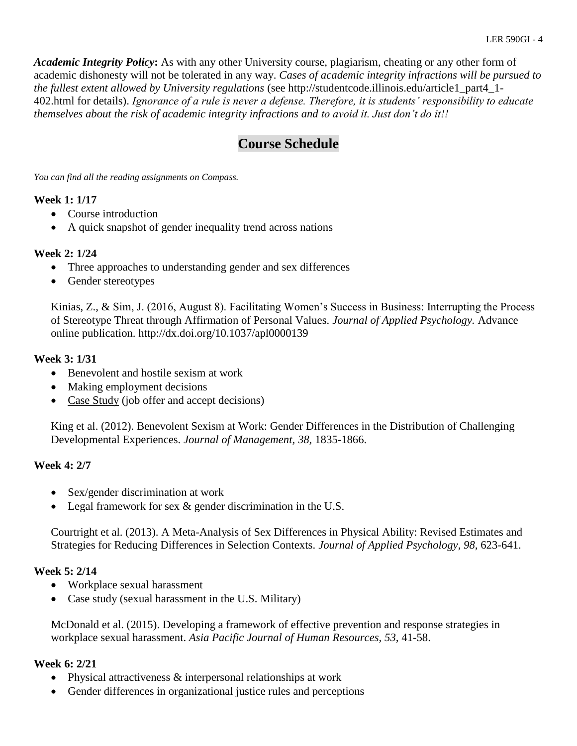***Academic Integrity Policy*:** As with any other University course, plagiarism, cheating or any other form of academic dishonesty will not be tolerated in any way. *Cases of academic integrity infractions will be pursued to the fullest extent allowed by University regulations* (see http://studentcode.illinois.edu/article1_part4_1-402.html for details). *Ignorance of a rule is never a defense. Therefore, it is students' responsibility to educate themselves about the risk of academic integrity infractions and to avoid it. Just don't do it!!*

## Course Schedule

*You can find all the reading assignments on Compass.*

**Week 1: 1/17**

- Course introduction
- A quick snapshot of gender inequality trend across nations

**Week 2: 1/24**

- Three approaches to understanding gender and sex differences
- Gender stereotypes

Kinias, Z., & Sim, J. (2016, August 8). Facilitating Women's Success in Business: Interrupting the Process of Stereotype Threat through Affirmation of Personal Values. *Journal of Applied Psychology.* Advance online publication. http://dx.doi.org/10.1037/apl0000139

**Week 3: 1/31**

- Benevolent and hostile sexism at work
- Making employment decisions
- Case Study (job offer and accept decisions)

King et al. (2012). Benevolent Sexism at Work: Gender Differences in the Distribution of Challenging Developmental Experiences. *Journal of Management, 38*, 1835-1866.

**Week 4: 2/7**

- Sex/gender discrimination at work
- Legal framework for sex & gender discrimination in the U.S.

Courtright et al. (2013). A Meta-Analysis of Sex Differences in Physical Ability: Revised Estimates and Strategies for Reducing Differences in Selection Contexts. *Journal of Applied Psychology, 98*, 623-641.

**Week 5: 2/14**

- Workplace sexual harassment
- Case study (sexual harassment in the U.S. Military)

McDonald et al. (2015). Developing a framework of effective prevention and response strategies in workplace sexual harassment. *Asia Pacific Journal of Human Resources, 53*, 41-58.

**Week 6: 2/21**

- Physical attractiveness & interpersonal relationships at work
- Gender differences in organizational justice rules and perceptions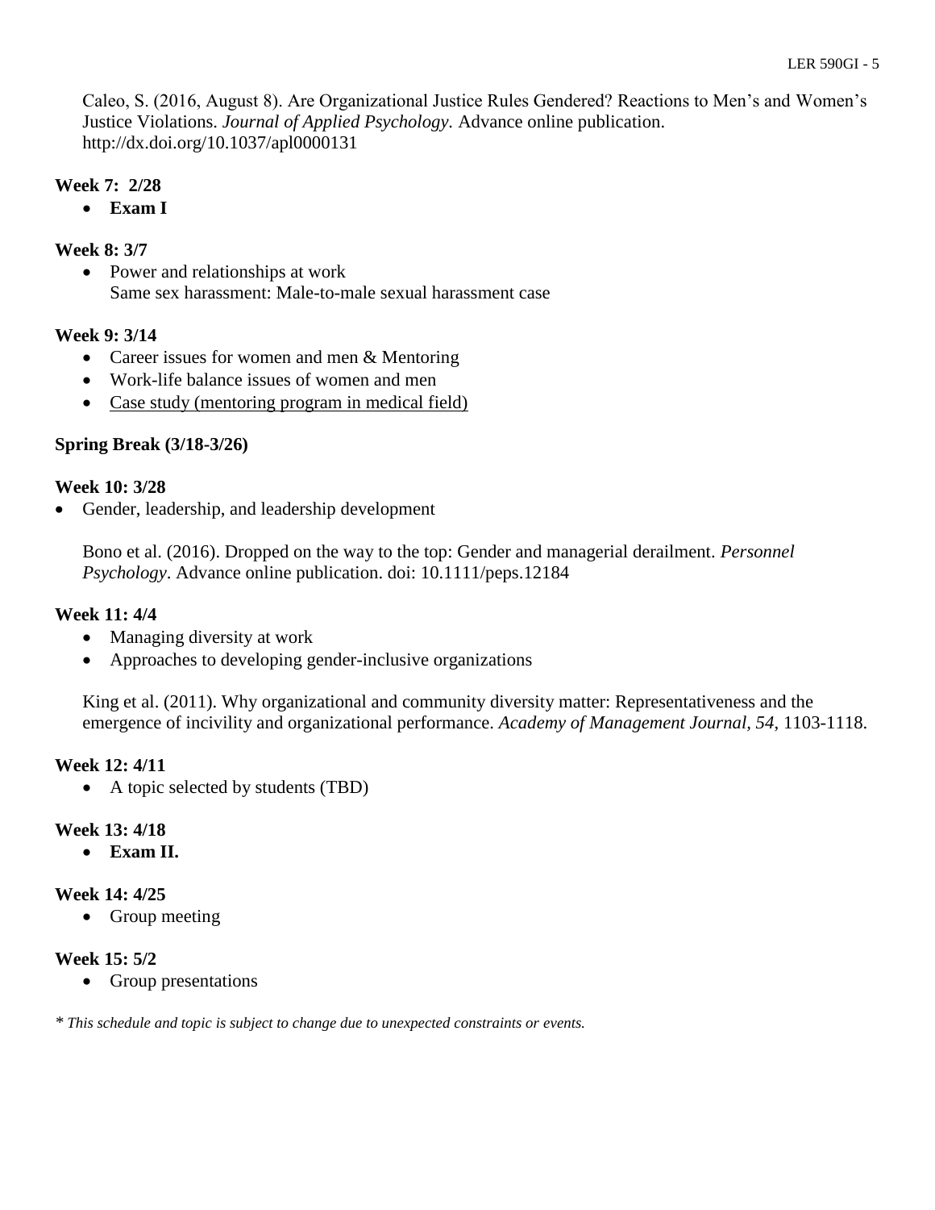Caleo, S. (2016, August 8). Are Organizational Justice Rules Gendered? Reactions to Men's and Women's Justice Violations. *Journal of Applied Psychology.* Advance online publication. http://dx.doi.org/10.1037/apl0000131

**Week 7: 2/28**

- **Exam I**

**Week 8: 3/7**

- Power and relationships at work
  Same sex harassment: Male-to-male sexual harassment case

**Week 9: 3/14**

- Career issues for women and men & Mentoring
- Work-life balance issues of women and men
- <u>Case study (mentoring program in medical field)</u>

**Spring Break (3/18-3/26)**

**Week 10: 3/28**

- Gender, leadership, and leadership development

  Bono et al. (2016). Dropped on the way to the top: Gender and managerial derailment. *Personnel Psychology*. Advance online publication. doi: 10.1111/peps.12184

**Week 11: 4/4**

- Managing diversity at work
- Approaches to developing gender-inclusive organizations

  King et al. (2011). Why organizational and community diversity matter: Representativeness and the emergence of incivility and organizational performance. *Academy of Management Journal, 54*, 1103-1118.

**Week 12: 4/11**

- A topic selected by students (TBD)

**Week 13: 4/18**

- **Exam II.**

**Week 14: 4/25**

- Group meeting

**Week 15: 5/2**

- Group presentations

*\* This schedule and topic is subject to change due to unexpected constraints or events.*